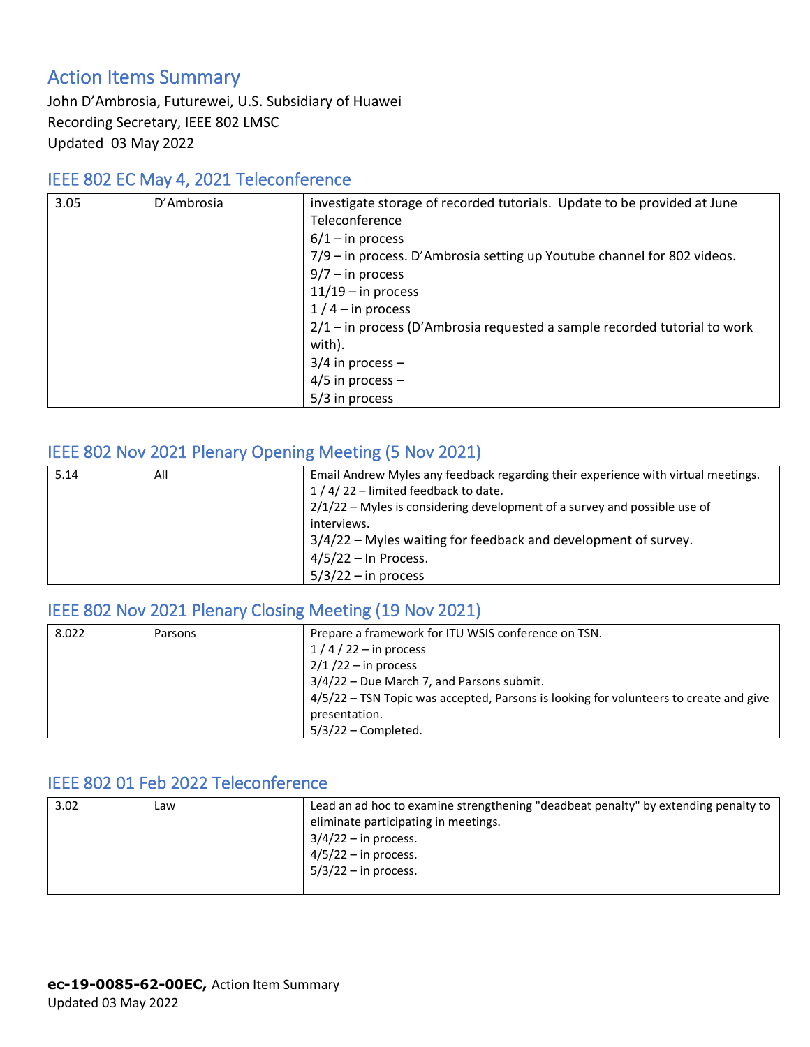# Action Items Summary

John D'Ambrosia, Futurewei, U.S. Subsidiary of Huawei
Recording Secretary, IEEE 802 LMSC
Updated 03 May 2022

## IEEE 802 EC May 4, 2021 Teleconference

| | | |
|---|---|---|
| 3.05 | D'Ambrosia | investigate storage of recorded tutorials. Update to be provided at June Teleconference<br>6/1 – in process<br>7/9 – in process. D'Ambrosia setting up Youtube channel for 802 videos.<br>9/7 – in process<br>11/19 – in process<br>1 / 4 – in process<br>2/1 – in process (D'Ambrosia requested a sample recorded tutorial to work with).<br>3/4 in process –<br>4/5 in process –<br>5/3 in process |

## IEEE 802 Nov 2021 Plenary Opening Meeting (5 Nov 2021)

| | | |
|---|---|---|
| 5.14 | All | Email Andrew Myles any feedback regarding their experience with virtual meetings.<br>1 / 4/ 22 – limited feedback to date.<br>2/1/22 – Myles is considering development of a survey and possible use of interviews.<br>3/4/22 – Myles waiting for feedback and development of survey.<br>4/5/22 – In Process.<br>5/3/22 – in process |

## IEEE 802 Nov 2021 Plenary Closing Meeting (19 Nov 2021)

| | | |
|---|---|---|
| 8.022 | Parsons | Prepare a framework for ITU WSIS conference on TSN.<br>1 / 4 / 22 – in process<br>2/1 /22 – in process<br>3/4/22 – Due March 7, and Parsons submit.<br>4/5/22 – TSN Topic was accepted, Parsons is looking for volunteers to create and give presentation.<br>5/3/22 – Completed. |

## IEEE 802 01 Feb 2022 Teleconference

| | | |
|---|---|---|
| 3.02 | Law | Lead an ad hoc to examine strengthening "deadbeat penalty" by extending penalty to eliminate participating in meetings.<br>3/4/22 – in process.<br>4/5/22 – in process.<br>5/3/22 – in process. |

**ec-19-0085-62-00EC,** Action Item Summary
Updated 03 May 2022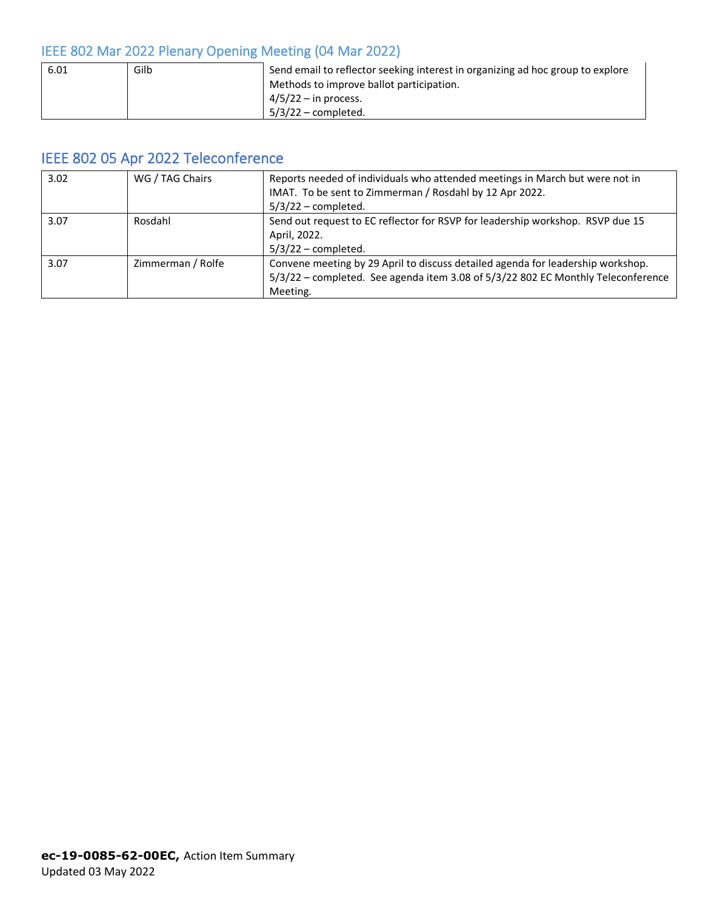## IEEE 802 Mar 2022 Plenary Opening Meeting (04 Mar 2022)

| | | |
|---|---|---|
| 6.01 | Gilb | Send email to reflector seeking interest in organizing ad hoc group to explore Methods to improve ballot participation.<br>4/5/22 – in process.<br>5/3/22 – completed. |

## IEEE 802 05 Apr 2022 Teleconference

| | | |
|---|---|---|
| 3.02 | WG / TAG Chairs | Reports needed of individuals who attended meetings in March but were not in IMAT. To be sent to Zimmerman / Rosdahl by 12 Apr 2022.<br>5/3/22 – completed. |
| 3.07 | Rosdahl | Send out request to EC reflector for RSVP for leadership workshop. RSVP due 15 April, 2022.<br>5/3/22 – completed. |
| 3.07 | Zimmerman / Rolfe | Convene meeting by 29 April to discuss detailed agenda for leadership workshop.<br>5/3/22 – completed. See agenda item 3.08 of 5/3/22 802 EC Monthly Teleconference Meeting. |

**ec-19-0085-62-00EC,** Action Item Summary
Updated 03 May 2022